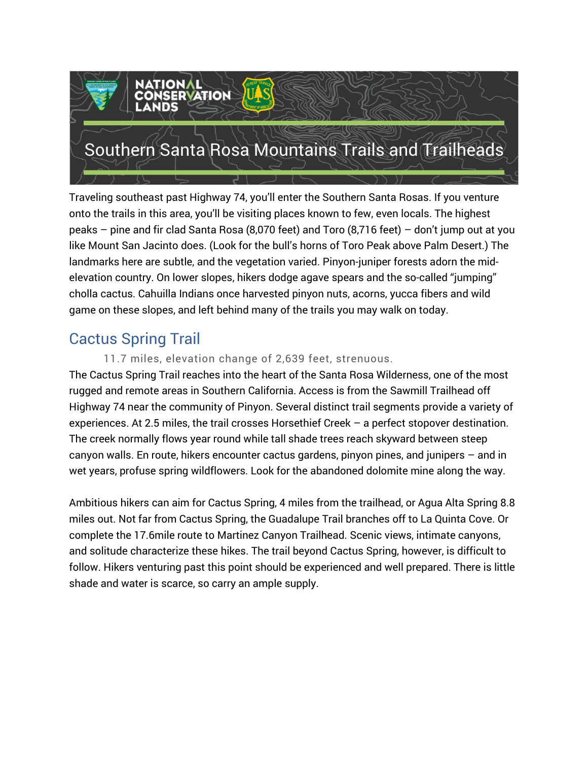# Southern Santa Rosa Mountains Trails and Trailheads

Traveling southeast past Highway 74, you'll enter the Southern Santa Rosas. If you venture onto the trails in this area, you'll be visiting places known to few, even locals. The highest peaks – pine and fir clad Santa Rosa (8,070 feet) and Toro (8,716 feet) – don't jump out at you like Mount San Jacinto does. (Look for the bull's horns of Toro Peak above Palm Desert.) The landmarks here are subtle, and the vegetation varied. Pinyon-juniper forests adorn the mid-elevation country. On lower slopes, hikers dodge agave spears and the so-called "jumping" cholla cactus. Cahuilla Indians once harvested pinyon nuts, acorns, yucca fibers and wild game on these slopes, and left behind many of the trails you may walk on today.

## Cactus Spring Trail

11.7 miles, elevation change of 2,639 feet, strenuous.

The Cactus Spring Trail reaches into the heart of the Santa Rosa Wilderness, one of the most rugged and remote areas in Southern California. Access is from the Sawmill Trailhead off Highway 74 near the community of Pinyon. Several distinct trail segments provide a variety of experiences. At 2.5 miles, the trail crosses Horsethief Creek – a perfect stopover destination. The creek normally flows year round while tall shade trees reach skyward between steep canyon walls. En route, hikers encounter cactus gardens, pinyon pines, and junipers – and in wet years, profuse spring wildflowers. Look for the abandoned dolomite mine along the way.

Ambitious hikers can aim for Cactus Spring, 4 miles from the trailhead, or Agua Alta Spring 8.8 miles out. Not far from Cactus Spring, the Guadalupe Trail branches off to La Quinta Cove. Or complete the 17.6mile route to Martinez Canyon Trailhead. Scenic views, intimate canyons, and solitude characterize these hikes. The trail beyond Cactus Spring, however, is difficult to follow. Hikers venturing past this point should be experienced and well prepared. There is little shade and water is scarce, so carry an ample supply.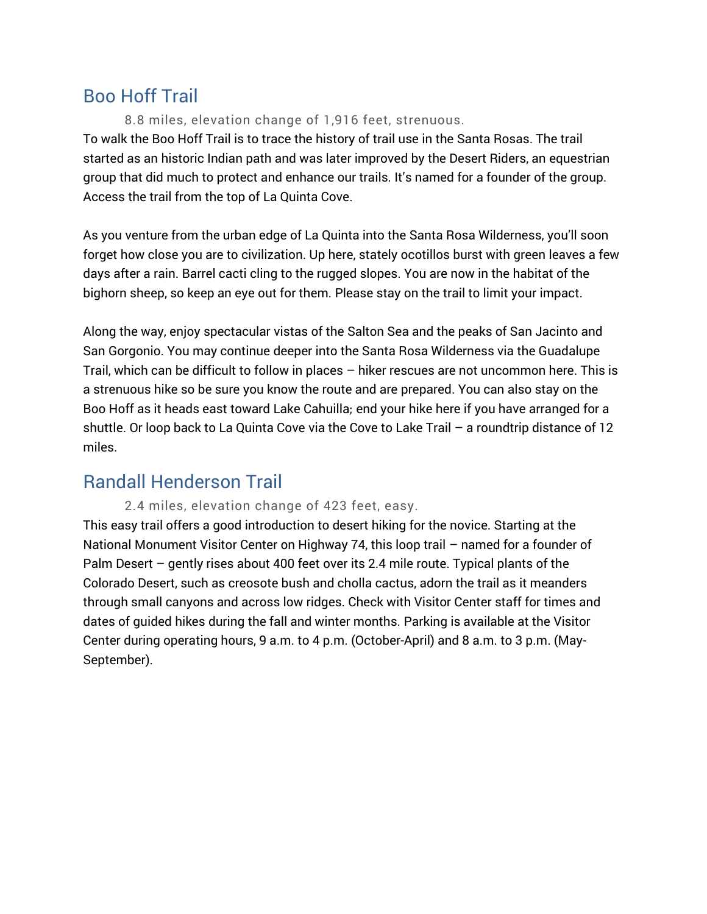## Boo Hoff Trail

8.8 miles, elevation change of 1,916 feet, strenuous.

To walk the Boo Hoff Trail is to trace the history of trail use in the Santa Rosas. The trail started as an historic Indian path and was later improved by the Desert Riders, an equestrian group that did much to protect and enhance our trails. It's named for a founder of the group. Access the trail from the top of La Quinta Cove.

As you venture from the urban edge of La Quinta into the Santa Rosa Wilderness, you'll soon forget how close you are to civilization. Up here, stately ocotillos burst with green leaves a few days after a rain. Barrel cacti cling to the rugged slopes. You are now in the habitat of the bighorn sheep, so keep an eye out for them. Please stay on the trail to limit your impact.

Along the way, enjoy spectacular vistas of the Salton Sea and the peaks of San Jacinto and San Gorgonio. You may continue deeper into the Santa Rosa Wilderness via the Guadalupe Trail, which can be difficult to follow in places – hiker rescues are not uncommon here. This is a strenuous hike so be sure you know the route and are prepared. You can also stay on the Boo Hoff as it heads east toward Lake Cahuilla; end your hike here if you have arranged for a shuttle. Or loop back to La Quinta Cove via the Cove to Lake Trail – a roundtrip distance of 12 miles.

## Randall Henderson Trail

2.4 miles, elevation change of 423 feet, easy.

This easy trail offers a good introduction to desert hiking for the novice. Starting at the National Monument Visitor Center on Highway 74, this loop trail – named for a founder of Palm Desert – gently rises about 400 feet over its 2.4 mile route. Typical plants of the Colorado Desert, such as creosote bush and cholla cactus, adorn the trail as it meanders through small canyons and across low ridges. Check with Visitor Center staff for times and dates of guided hikes during the fall and winter months. Parking is available at the Visitor Center during operating hours, 9 a.m. to 4 p.m. (October-April) and 8 a.m. to 3 p.m. (May-September).